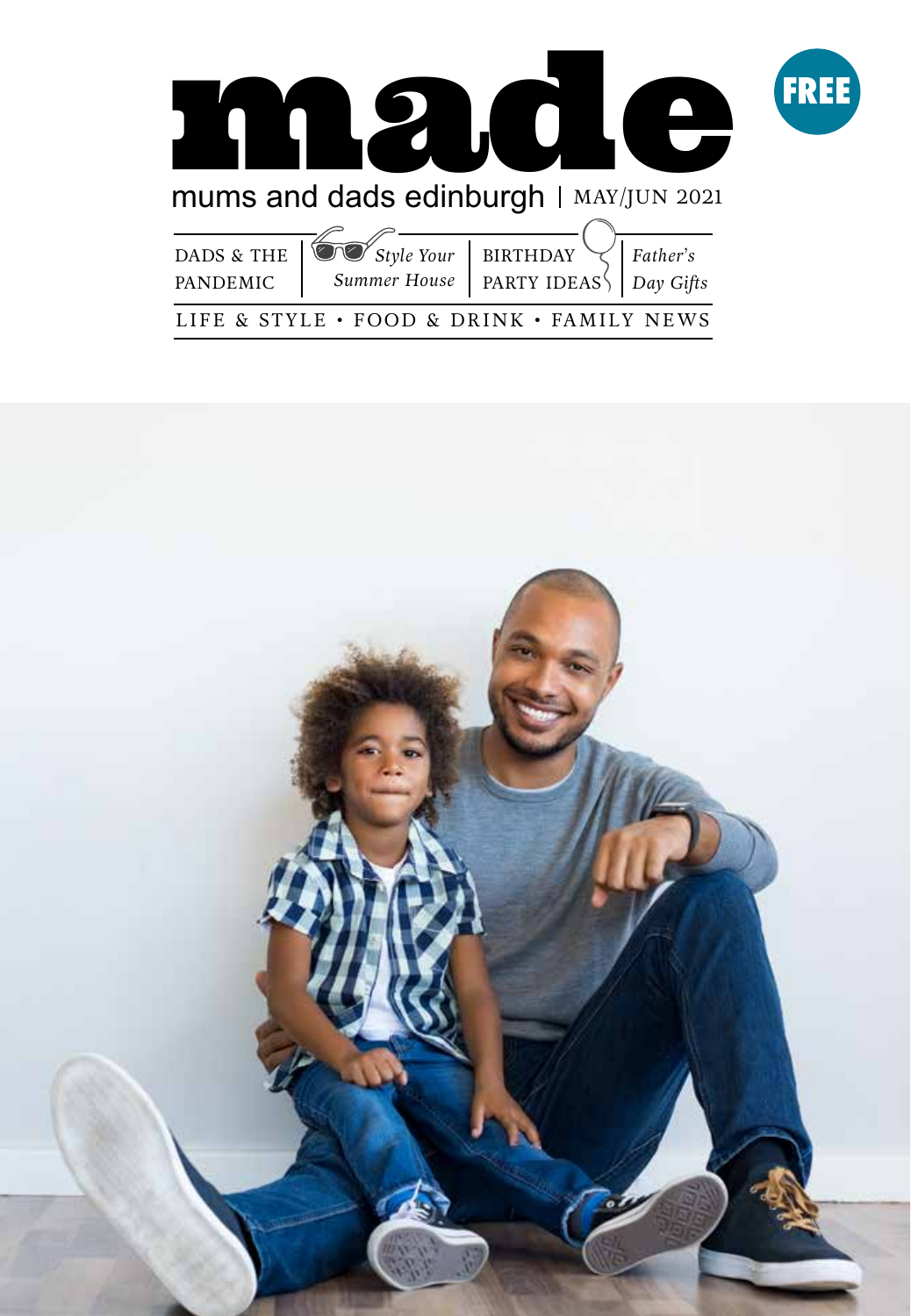# made

**FREE**

mums and dads edinburgh | MAY/JUN 2021

DADS & THE PANDEMIC | *Style Your Summer House* | BIRTHDAY PARTY IDEAS | *Father's Day Gifts*

LIFE & STYLE • FOOD & DRINK • FAMILY NEWS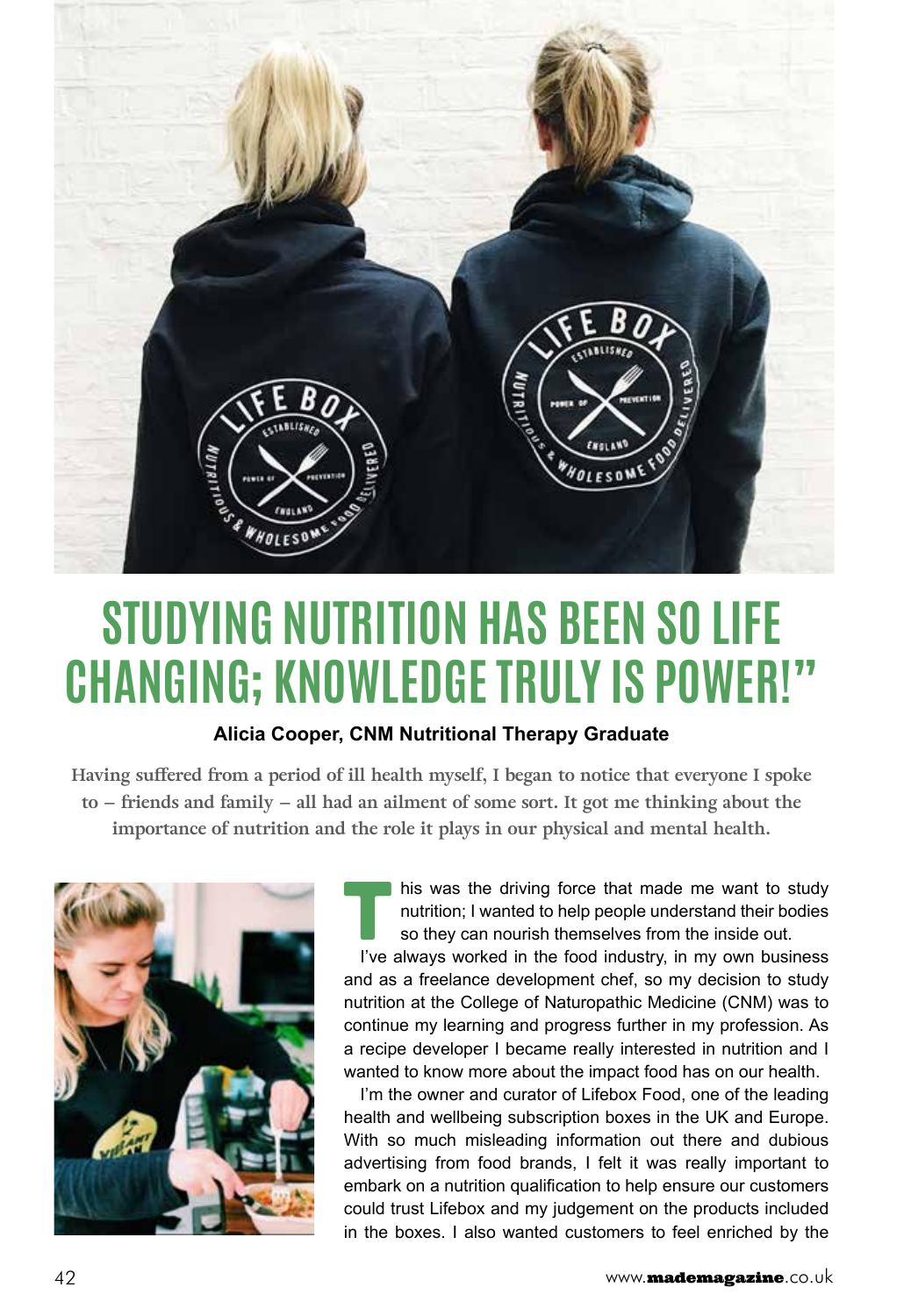# STUDYING NUTRITION HAS BEEN SO LIFE CHANGING; KNOWLEDGE TRULY IS POWER!"

**Alicia Cooper, CNM Nutritional Therapy Graduate**

**Having suffered from a period of ill health myself, I began to notice that everyone I spoke to – friends and family – all had an ailment of some sort. It got me thinking about the importance of nutrition and the role it plays in our physical and mental health.**

This was the driving force that made me want to study nutrition; I wanted to help people understand their bodies so they can nourish themselves from the inside out.

I've always worked in the food industry, in my own business and as a freelance development chef, so my decision to study nutrition at the College of Naturopathic Medicine (CNM) was to continue my learning and progress further in my profession. As a recipe developer I became really interested in nutrition and I wanted to know more about the impact food has on our health.

I'm the owner and curator of Lifebox Food, one of the leading health and wellbeing subscription boxes in the UK and Europe. With so much misleading information out there and dubious advertising from food brands, I felt it was really important to embark on a nutrition qualification to help ensure our customers could trust Lifebox and my judgement on the products included in the boxes. I also wanted customers to feel enriched by the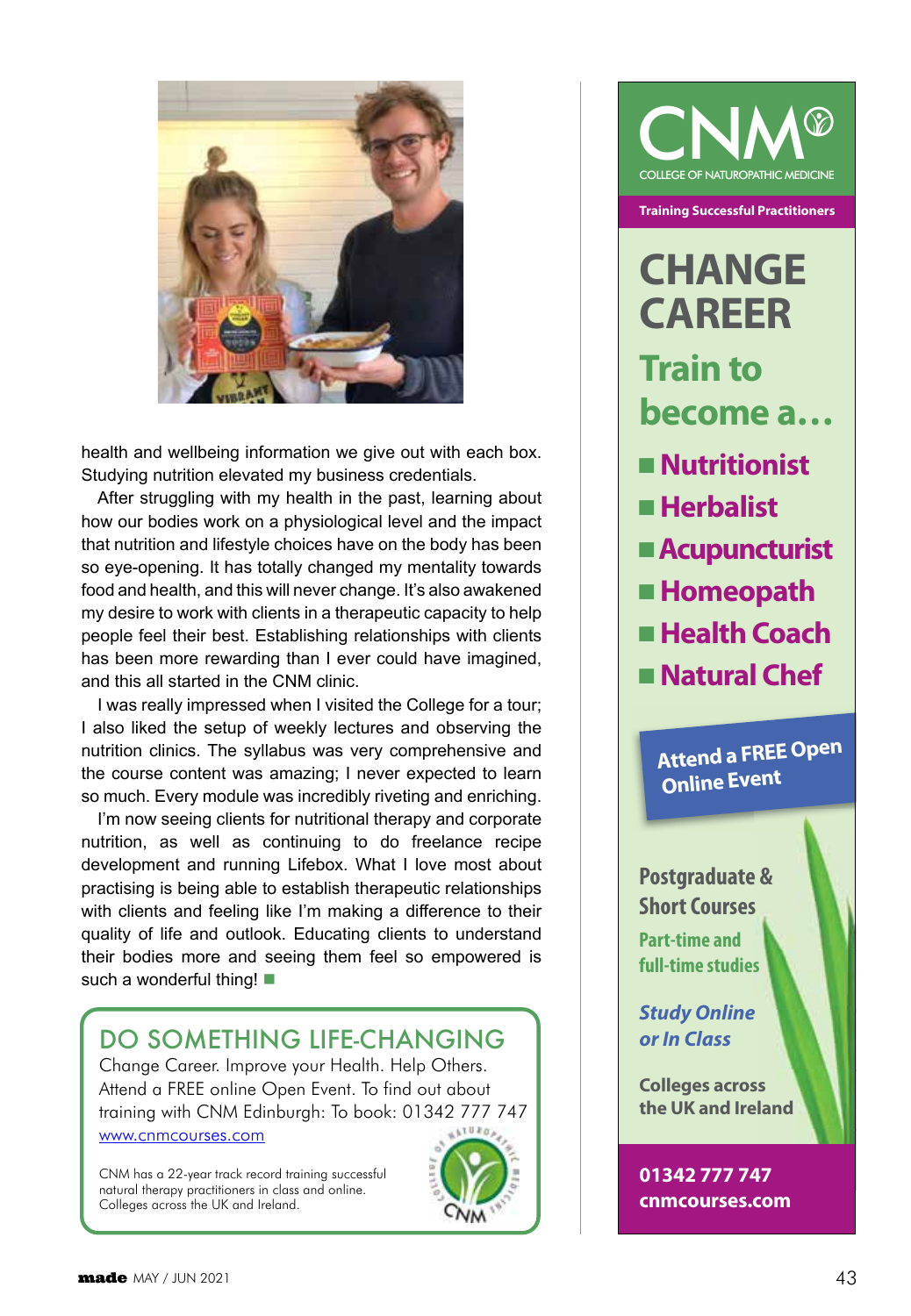health and wellbeing information we give out with each box. Studying nutrition elevated my business credentials.

After struggling with my health in the past, learning about how our bodies work on a physiological level and the impact that nutrition and lifestyle choices have on the body has been so eye-opening. It has totally changed my mentality towards food and health, and this will never change. It's also awakened my desire to work with clients in a therapeutic capacity to help people feel their best. Establishing relationships with clients has been more rewarding than I ever could have imagined, and this all started in the CNM clinic.

I was really impressed when I visited the College for a tour; I also liked the setup of weekly lectures and observing the nutrition clinics. The syllabus was very comprehensive and the course content was amazing; I never expected to learn so much. Every module was incredibly riveting and enriching.

I'm now seeing clients for nutritional therapy and corporate nutrition, as well as continuing to do freelance recipe development and running Lifebox. What I love most about practising is being able to establish therapeutic relationships with clients and feeling like I'm making a difference to their quality of life and outlook. Educating clients to understand their bodies more and seeing them feel so empowered is such a wonderful thing! ■

## DO SOMETHING LIFE-CHANGING

Change Career. Improve your Health. Help Others. Attend a FREE online Open Event. To find out about training with CNM Edinburgh: To book: 01342 777 747
www.cnmcourses.com

CNM has a 22-year track record training successful natural therapy practitioners in class and online. Colleges across the UK and Ireland.

# CNM

COLLEGE OF NATUROPATHIC MEDICINE

**Training Successful Practitioners**

## CHANGE CAREER

### Train to become a...

- Nutritionist
- Herbalist
- Acupuncturist
- Homeopath
- Health Coach
- Natural Chef

**Attend a FREE Open Online Event**

**Postgraduate & Short Courses**

Part-time and full-time studies

*Study Online or In Class*

Colleges across the UK and Ireland

**01342 777 747**
**cnmcourses.com**